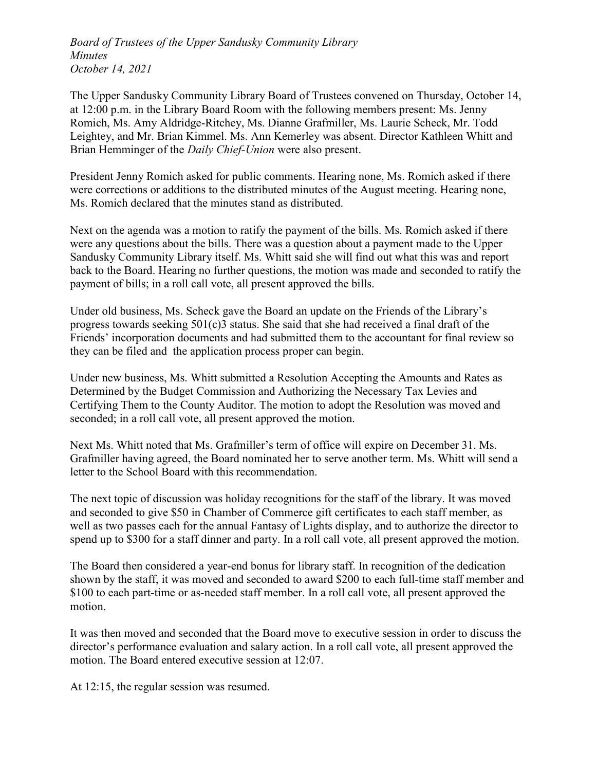*Board of Trustees of the Upper Sandusky Community Library*
*Minutes*
*October 14, 2021*

The Upper Sandusky Community Library Board of Trustees convened on Thursday, October 14, at 12:00 p.m. in the Library Board Room with the following members present: Ms. Jenny Romich, Ms. Amy Aldridge-Ritchey, Ms. Dianne Grafmiller, Ms. Laurie Scheck, Mr. Todd Leightey, and Mr. Brian Kimmel. Ms. Ann Kemerley was absent. Director Kathleen Whitt and Brian Hemminger of the *Daily Chief-Union* were also present.

President Jenny Romich asked for public comments. Hearing none, Ms. Romich asked if there were corrections or additions to the distributed minutes of the August meeting. Hearing none, Ms. Romich declared that the minutes stand as distributed.

Next on the agenda was a motion to ratify the payment of the bills. Ms. Romich asked if there were any questions about the bills. There was a question about a payment made to the Upper Sandusky Community Library itself. Ms. Whitt said she will find out what this was and report back to the Board. Hearing no further questions, the motion was made and seconded to ratify the payment of bills; in a roll call vote, all present approved the bills.

Under old business, Ms. Scheck gave the Board an update on the Friends of the Library's progress towards seeking 501(c)3 status. She said that she had received a final draft of the Friends' incorporation documents and had submitted them to the accountant for final review so they can be filed and the application process proper can begin.

Under new business, Ms. Whitt submitted a Resolution Accepting the Amounts and Rates as Determined by the Budget Commission and Authorizing the Necessary Tax Levies and Certifying Them to the County Auditor. The motion to adopt the Resolution was moved and seconded; in a roll call vote, all present approved the motion.

Next Ms. Whitt noted that Ms. Grafmiller's term of office will expire on December 31. Ms. Grafmiller having agreed, the Board nominated her to serve another term. Ms. Whitt will send a letter to the School Board with this recommendation.

The next topic of discussion was holiday recognitions for the staff of the library. It was moved and seconded to give $50 in Chamber of Commerce gift certificates to each staff member, as well as two passes each for the annual Fantasy of Lights display, and to authorize the director to spend up to $300 for a staff dinner and party. In a roll call vote, all present approved the motion.

The Board then considered a year-end bonus for library staff. In recognition of the dedication shown by the staff, it was moved and seconded to award $200 to each full-time staff member and $100 to each part-time or as-needed staff member. In a roll call vote, all present approved the motion.

It was then moved and seconded that the Board move to executive session in order to discuss the director's performance evaluation and salary action. In a roll call vote, all present approved the motion. The Board entered executive session at 12:07.

At 12:15, the regular session was resumed.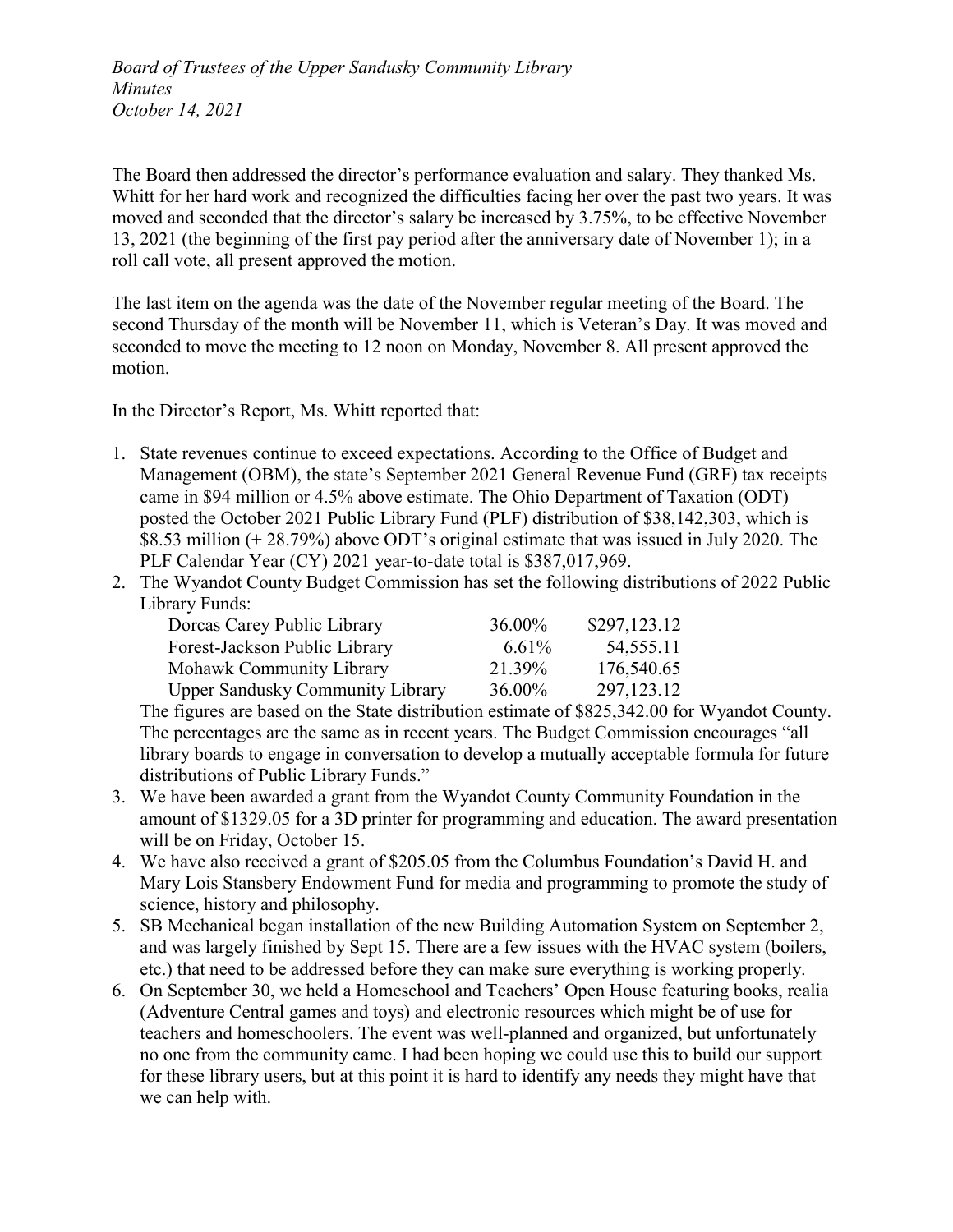The Board then addressed the director's performance evaluation and salary. They thanked Ms. Whitt for her hard work and recognized the difficulties facing her over the past two years. It was moved and seconded that the director's salary be increased by 3.75%, to be effective November 13, 2021 (the beginning of the first pay period after the anniversary date of November 1); in a roll call vote, all present approved the motion.

The last item on the agenda was the date of the November regular meeting of the Board. The second Thursday of the month will be November 11, which is Veteran's Day. It was moved and seconded to move the meeting to 12 noon on Monday, November 8. All present approved the motion.

In the Director's Report, Ms. Whitt reported that:

1. State revenues continue to exceed expectations. According to the Office of Budget and Management (OBM), the state's September 2021 General Revenue Fund (GRF) tax receipts came in $94 million or 4.5% above estimate. The Ohio Department of Taxation (ODT) posted the October 2021 Public Library Fund (PLF) distribution of $38,142,303, which is $8.53 million (+ 28.79%) above ODT's original estimate that was issued in July 2020. The PLF Calendar Year (CY) 2021 year-to-date total is $387,017,969.
2. The Wyandot County Budget Commission has set the following distributions of 2022 Public Library Funds:

   | Library | Percentage | Amount |
   |---|---|---|
   | Dorcas Carey Public Library | 36.00% | $297,123.12 |
   | Forest-Jackson Public Library | 6.61% | 54,555.11 |
   | Mohawk Community Library | 21.39% | 176,540.65 |
   | Upper Sandusky Community Library | 36.00% | 297,123.12 |

   The figures are based on the State distribution estimate of $825,342.00 for Wyandot County. The percentages are the same as in recent years. The Budget Commission encourages "all library boards to engage in conversation to develop a mutually acceptable formula for future distributions of Public Library Funds."
3. We have been awarded a grant from the Wyandot County Community Foundation in the amount of $1329.05 for a 3D printer for programming and education. The award presentation will be on Friday, October 15.
4. We have also received a grant of $205.05 from the Columbus Foundation's David H. and Mary Lois Stansbery Endowment Fund for media and programming to promote the study of science, history and philosophy.
5. SB Mechanical began installation of the new Building Automation System on September 2, and was largely finished by Sept 15. There are a few issues with the HVAC system (boilers, etc.) that need to be addressed before they can make sure everything is working properly.
6. On September 30, we held a Homeschool and Teachers' Open House featuring books, realia (Adventure Central games and toys) and electronic resources which might be of use for teachers and homeschoolers. The event was well-planned and organized, but unfortunately no one from the community came. I had been hoping we could use this to build our support for these library users, but at this point it is hard to identify any needs they might have that we can help with.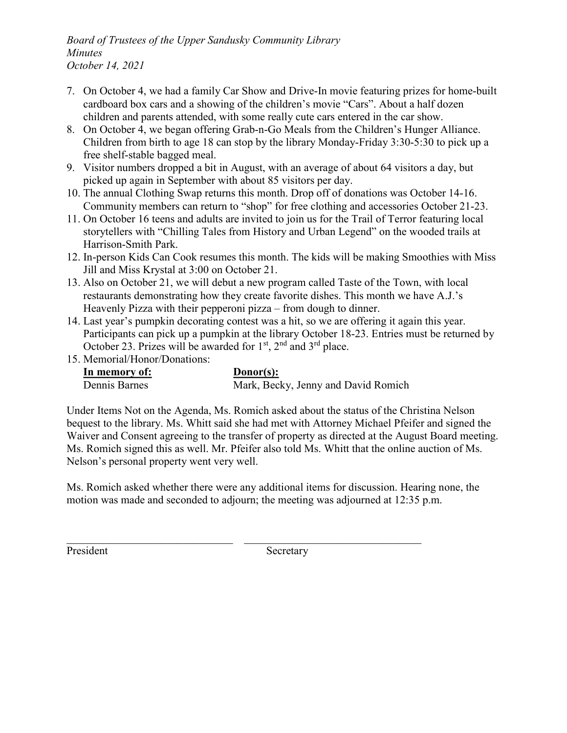7. On October 4, we had a family Car Show and Drive-In movie featuring prizes for home-built cardboard box cars and a showing of the children's movie "Cars". About a half dozen children and parents attended, with some really cute cars entered in the car show.
8. On October 4, we began offering Grab-n-Go Meals from the Children's Hunger Alliance. Children from birth to age 18 can stop by the library Monday-Friday 3:30-5:30 to pick up a free shelf-stable bagged meal.
9. Visitor numbers dropped a bit in August, with an average of about 64 visitors a day, but picked up again in September with about 85 visitors per day.
10. The annual Clothing Swap returns this month. Drop off of donations was October 14-16. Community members can return to "shop" for free clothing and accessories October 21-23.
11. On October 16 teens and adults are invited to join us for the Trail of Terror featuring local storytellers with "Chilling Tales from History and Urban Legend" on the wooded trails at Harrison-Smith Park.
12. In-person Kids Can Cook resumes this month. The kids will be making Smoothies with Miss Jill and Miss Krystal at 3:00 on October 21.
13. Also on October 21, we will debut a new program called Taste of the Town, with local restaurants demonstrating how they create favorite dishes. This month we have A.J.'s Heavenly Pizza with their pepperoni pizza – from dough to dinner.
14. Last year's pumpkin decorating contest was a hit, so we are offering it again this year. Participants can pick up a pumpkin at the library October 18-23. Entries must be returned by October 23. Prizes will be awarded for 1st, 2nd and 3rd place.
15. Memorial/Honor/Donations:

| **In memory of:** | **Donor(s):** |
|---|---|
| Dennis Barnes | Mark, Becky, Jenny and David Romich |

Under Items Not on the Agenda, Ms. Romich asked about the status of the Christina Nelson bequest to the library. Ms. Whitt said she had met with Attorney Michael Pfeifer and signed the Waiver and Consent agreeing to the transfer of property as directed at the August Board meeting. Ms. Romich signed this as well. Mr. Pfeifer also told Ms. Whitt that the online auction of Ms. Nelson's personal property went very well.

Ms. Romich asked whether there were any additional items for discussion. Hearing none, the motion was made and seconded to adjourn; the meeting was adjourned at 12:35 p.m.

\_\_\_\_\_\_\_\_\_\_\_\_\_\_\_\_\_\_\_\_\_\_\_\_\_\_\_\_\_\_ \_\_\_\_\_\_\_\_\_\_\_\_\_\_\_\_\_\_\_\_\_\_\_\_\_\_\_\_\_\_\_\_

President Secretary